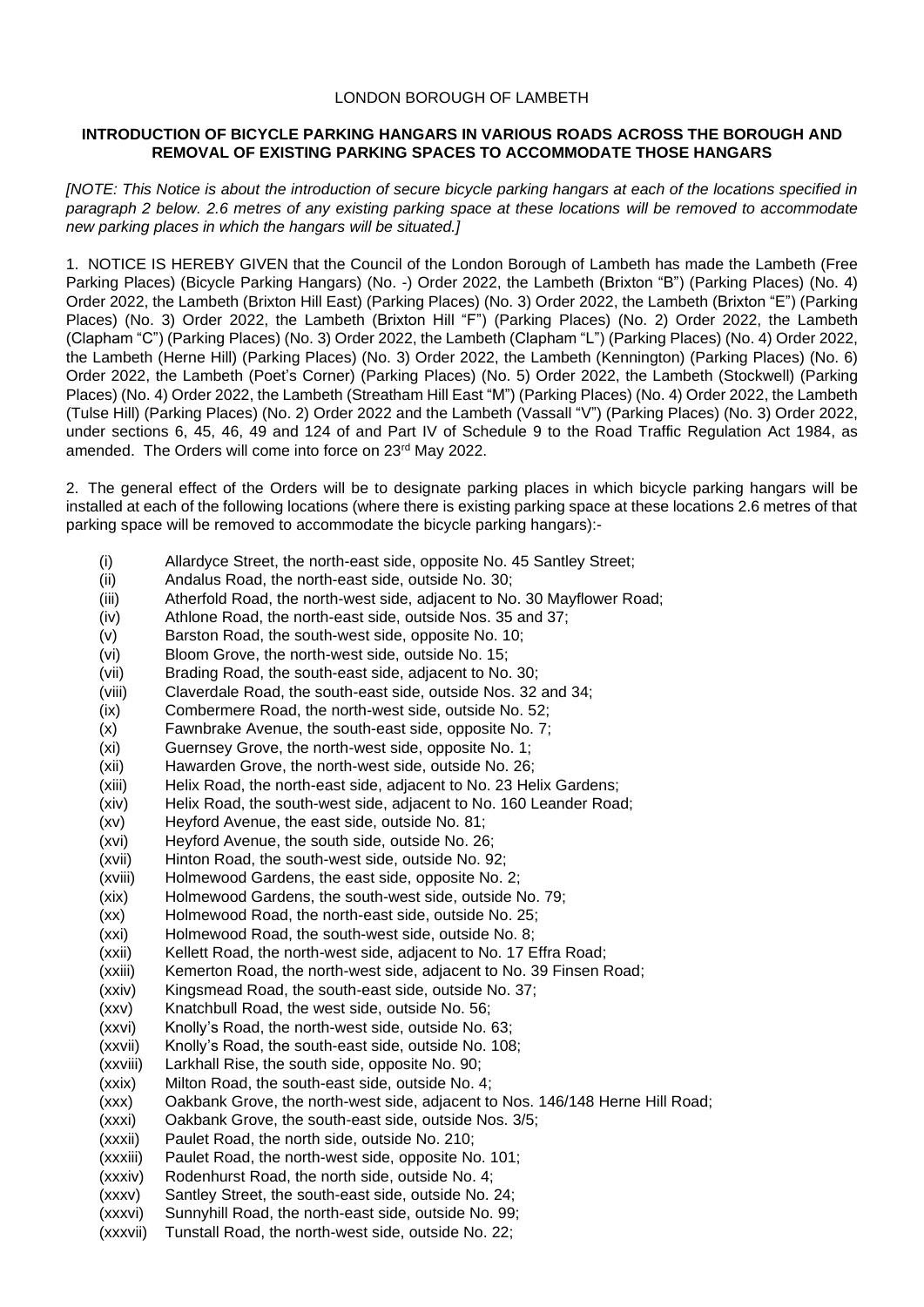LONDON BOROUGH OF LAMBETH

**INTRODUCTION OF BICYCLE PARKING HANGARS IN VARIOUS ROADS ACROSS THE BOROUGH AND REMOVAL OF EXISTING PARKING SPACES TO ACCOMMODATE THOSE HANGARS**

*[NOTE: This Notice is about the introduction of secure bicycle parking hangars at each of the locations specified in paragraph 2 below. 2.6 metres of any existing parking space at these locations will be removed to accommodate new parking places in which the hangars will be situated.]*

1. NOTICE IS HEREBY GIVEN that the Council of the London Borough of Lambeth has made the Lambeth (Free Parking Places) (Bicycle Parking Hangars) (No. -) Order 2022, the Lambeth (Brixton "B") (Parking Places) (No. 4) Order 2022, the Lambeth (Brixton Hill East) (Parking Places) (No. 3) Order 2022, the Lambeth (Brixton "E") (Parking Places) (No. 3) Order 2022, the Lambeth (Brixton Hill "F") (Parking Places) (No. 2) Order 2022, the Lambeth (Clapham "C") (Parking Places) (No. 3) Order 2022, the Lambeth (Clapham "L") (Parking Places) (No. 4) Order 2022, the Lambeth (Herne Hill) (Parking Places) (No. 3) Order 2022, the Lambeth (Kennington) (Parking Places) (No. 6) Order 2022, the Lambeth (Poet's Corner) (Parking Places) (No. 5) Order 2022, the Lambeth (Stockwell) (Parking Places) (No. 4) Order 2022, the Lambeth (Streatham Hill East "M") (Parking Places) (No. 4) Order 2022, the Lambeth (Tulse Hill) (Parking Places) (No. 2) Order 2022 and the Lambeth (Vassall "V") (Parking Places) (No. 3) Order 2022, under sections 6, 45, 46, 49 and 124 of and Part IV of Schedule 9 to the Road Traffic Regulation Act 1984, as amended. The Orders will come into force on 23rd May 2022.

2. The general effect of the Orders will be to designate parking places in which bicycle parking hangars will be installed at each of the following locations (where there is existing parking space at these locations 2.6 metres of that parking space will be removed to accommodate the bicycle parking hangars):-

(i) Allardyce Street, the north-east side, opposite No. 45 Santley Street;
(ii) Andalus Road, the north-east side, outside No. 30;
(iii) Atherfold Road, the north-west side, adjacent to No. 30 Mayflower Road;
(iv) Athlone Road, the north-east side, outside Nos. 35 and 37;
(v) Barston Road, the south-west side, opposite No. 10;
(vi) Bloom Grove, the north-west side, outside No. 15;
(vii) Brading Road, the south-east side, adjacent to No. 30;
(viii) Claverdale Road, the south-east side, outside Nos. 32 and 34;
(ix) Combermere Road, the north-west side, outside No. 52;
(x) Fawnbrake Avenue, the south-east side, opposite No. 7;
(xi) Guernsey Grove, the north-west side, opposite No. 1;
(xii) Hawarden Grove, the north-west side, outside No. 26;
(xiii) Helix Road, the north-east side, adjacent to No. 23 Helix Gardens;
(xiv) Helix Road, the south-west side, adjacent to No. 160 Leander Road;
(xv) Heyford Avenue, the east side, outside No. 81;
(xvi) Heyford Avenue, the south side, outside No. 26;
(xvii) Hinton Road, the south-west side, outside No. 92;
(xviii) Holmewood Gardens, the east side, opposite No. 2;
(xix) Holmewood Gardens, the south-west side, outside No. 79;
(xx) Holmewood Road, the north-east side, outside No. 25;
(xxi) Holmewood Road, the south-west side, outside No. 8;
(xxii) Kellett Road, the north-west side, adjacent to No. 17 Effra Road;
(xxiii) Kemerton Road, the north-west side, adjacent to No. 39 Finsen Road;
(xxiv) Kingsmead Road, the south-east side, outside No. 37;
(xxv) Knatchbull Road, the west side, outside No. 56;
(xxvi) Knolly's Road, the north-west side, outside No. 63;
(xxvii) Knolly's Road, the south-east side, outside No. 108;
(xxviii) Larkhall Rise, the south side, opposite No. 90;
(xxix) Milton Road, the south-east side, outside No. 4;
(xxx) Oakbank Grove, the north-west side, adjacent to Nos. 146/148 Herne Hill Road;
(xxxi) Oakbank Grove, the south-east side, outside Nos. 3/5;
(xxxii) Paulet Road, the north side, outside No. 210;
(xxxiii) Paulet Road, the north-west side, opposite No. 101;
(xxxiv) Rodenhurst Road, the north side, outside No. 4;
(xxxv) Santley Street, the south-east side, outside No. 24;
(xxxvi) Sunnyhill Road, the north-east side, outside No. 99;
(xxxvii) Tunstall Road, the north-west side, outside No. 22;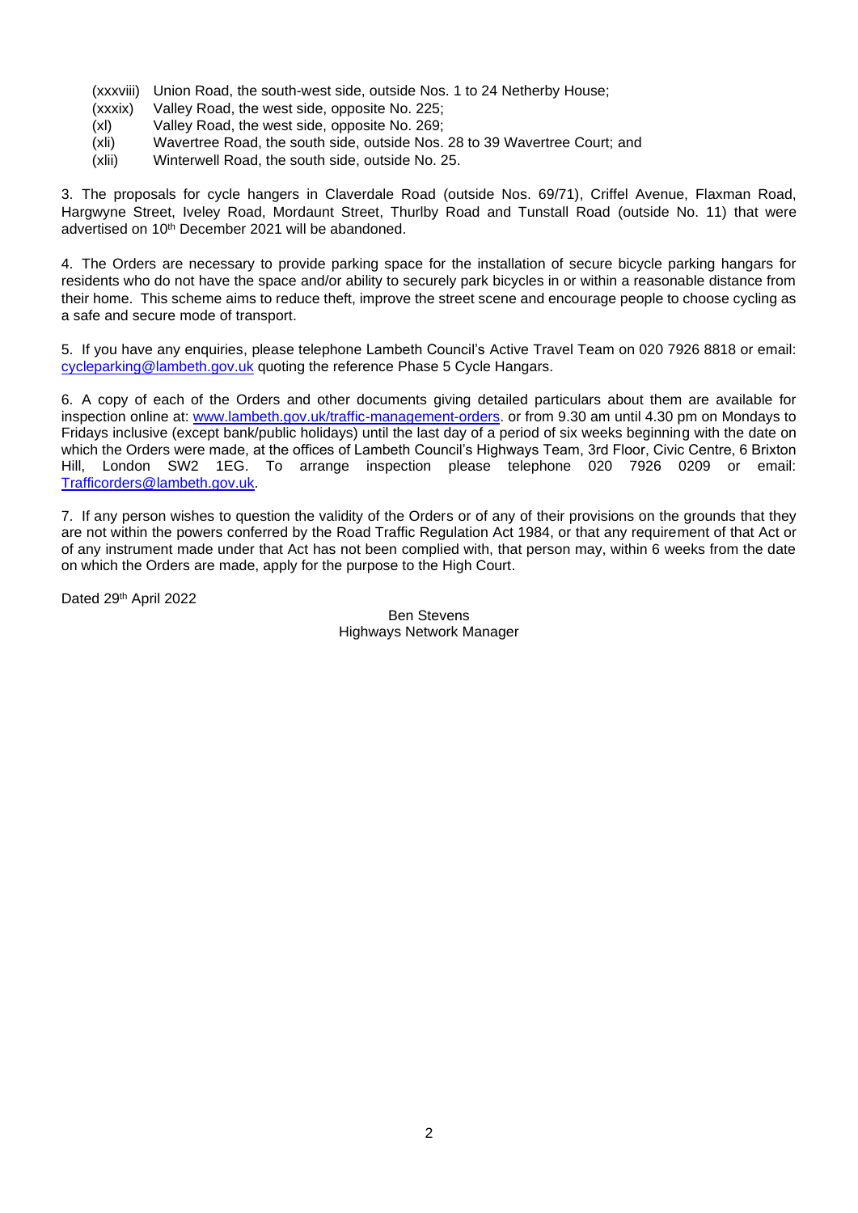(xxxviii) Union Road, the south-west side, outside Nos. 1 to 24 Netherby House;
(xxxix) Valley Road, the west side, opposite No. 225;
(xl) Valley Road, the west side, opposite No. 269;
(xli) Wavertree Road, the south side, outside Nos. 28 to 39 Wavertree Court; and
(xlii) Winterwell Road, the south side, outside No. 25.

3. The proposals for cycle hangers in Claverdale Road (outside Nos. 69/71), Criffel Avenue, Flaxman Road, Hargwyne Street, Iveley Road, Mordaunt Street, Thurlby Road and Tunstall Road (outside No. 11) that were advertised on 10th December 2021 will be abandoned.

4. The Orders are necessary to provide parking space for the installation of secure bicycle parking hangars for residents who do not have the space and/or ability to securely park bicycles in or within a reasonable distance from their home. This scheme aims to reduce theft, improve the street scene and encourage people to choose cycling as a safe and secure mode of transport.

5. If you have any enquiries, please telephone Lambeth Council's Active Travel Team on 020 7926 8818 or email: cycleparking@lambeth.gov.uk quoting the reference Phase 5 Cycle Hangars.

6. A copy of each of the Orders and other documents giving detailed particulars about them are available for inspection online at: www.lambeth.gov.uk/traffic-management-orders. or from 9.30 am until 4.30 pm on Mondays to Fridays inclusive (except bank/public holidays) until the last day of a period of six weeks beginning with the date on which the Orders were made, at the offices of Lambeth Council's Highways Team, 3rd Floor, Civic Centre, 6 Brixton Hill, London SW2 1EG. To arrange inspection please telephone 020 7926 0209 or email: Trafficorders@lambeth.gov.uk.

7. If any person wishes to question the validity of the Orders or of any of their provisions on the grounds that they are not within the powers conferred by the Road Traffic Regulation Act 1984, or that any requirement of that Act or of any instrument made under that Act has not been complied with, that person may, within 6 weeks from the date on which the Orders are made, apply for the purpose to the High Court.

Dated 29th April 2022

Ben Stevens
Highways Network Manager